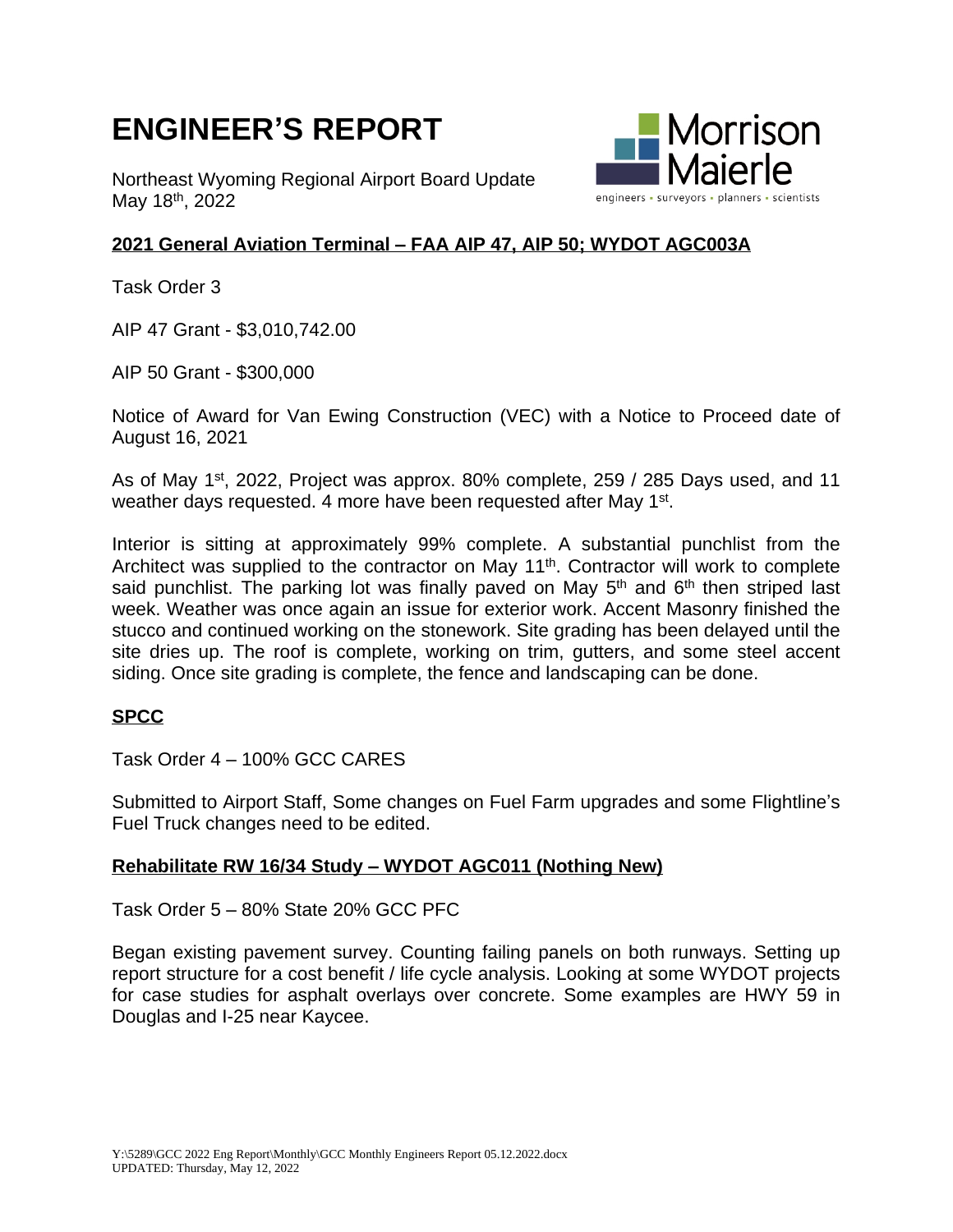# ENGINEER'S REPORT

Northeast Wyoming Regional Airport Board Update
May 18th, 2022

## 2021 General Aviation Terminal – FAA AIP 47, AIP 50; WYDOT AGC003A

Task Order 3

AIP 47 Grant - $3,010,742.00

AIP 50 Grant - $300,000

Notice of Award for Van Ewing Construction (VEC) with a Notice to Proceed date of August 16, 2021

As of May 1st, 2022, Project was approx. 80% complete, 259 / 285 Days used, and 11 weather days requested. 4 more have been requested after May 1st.

Interior is sitting at approximately 99% complete. A substantial punchlist from the Architect was supplied to the contractor on May 11th. Contractor will work to complete said punchlist. The parking lot was finally paved on May 5th and 6th then striped last week. Weather was once again an issue for exterior work. Accent Masonry finished the stucco and continued working on the stonework. Site grading has been delayed until the site dries up. The roof is complete, working on trim, gutters, and some steel accent siding. Once site grading is complete, the fence and landscaping can be done.

## SPCC

Task Order 4 – 100% GCC CARES

Submitted to Airport Staff, Some changes on Fuel Farm upgrades and some Flightline's Fuel Truck changes need to be edited.

## Rehabilitate RW 16/34 Study – WYDOT AGC011 (Nothing New)

Task Order 5 – 80% State 20% GCC PFC

Began existing pavement survey. Counting failing panels on both runways. Setting up report structure for a cost benefit / life cycle analysis. Looking at some WYDOT projects for case studies for asphalt overlays over concrete. Some examples are HWY 59 in Douglas and I-25 near Kaycee.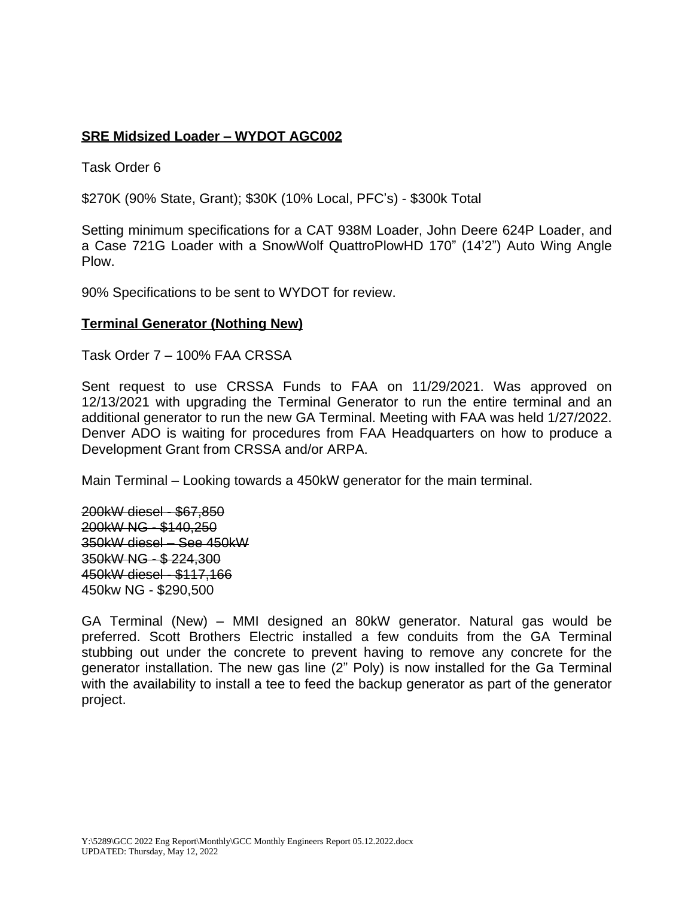**SRE Midsized Loader – WYDOT AGC002**

Task Order 6

$270K (90% State, Grant); $30K (10% Local, PFC's) - $300k Total

Setting minimum specifications for a CAT 938M Loader, John Deere 624P Loader, and a Case 721G Loader with a SnowWolf QuattroPlowHD 170" (14'2") Auto Wing Angle Plow.

90% Specifications to be sent to WYDOT for review.

**Terminal Generator (Nothing New)**

Task Order 7 – 100% FAA CRSSA

Sent request to use CRSSA Funds to FAA on 11/29/2021. Was approved on 12/13/2021 with upgrading the Terminal Generator to run the entire terminal and an additional generator to run the new GA Terminal. Meeting with FAA was held 1/27/2022. Denver ADO is waiting for procedures from FAA Headquarters on how to produce a Development Grant from CRSSA and/or ARPA.

Main Terminal – Looking towards a 450kW generator for the main terminal.

~~200kW diesel - $67,850~~
~~200kW NG - $140,250~~
~~350kW diesel – See 450kW~~
~~350kW NG - $ 224,300~~
~~450kW diesel - $117,166~~
450kw NG - $290,500

GA Terminal (New) – MMI designed an 80kW generator. Natural gas would be preferred. Scott Brothers Electric installed a few conduits from the GA Terminal stubbing out under the concrete to prevent having to remove any concrete for the generator installation. The new gas line (2" Poly) is now installed for the Ga Terminal with the availability to install a tee to feed the backup generator as part of the generator project.